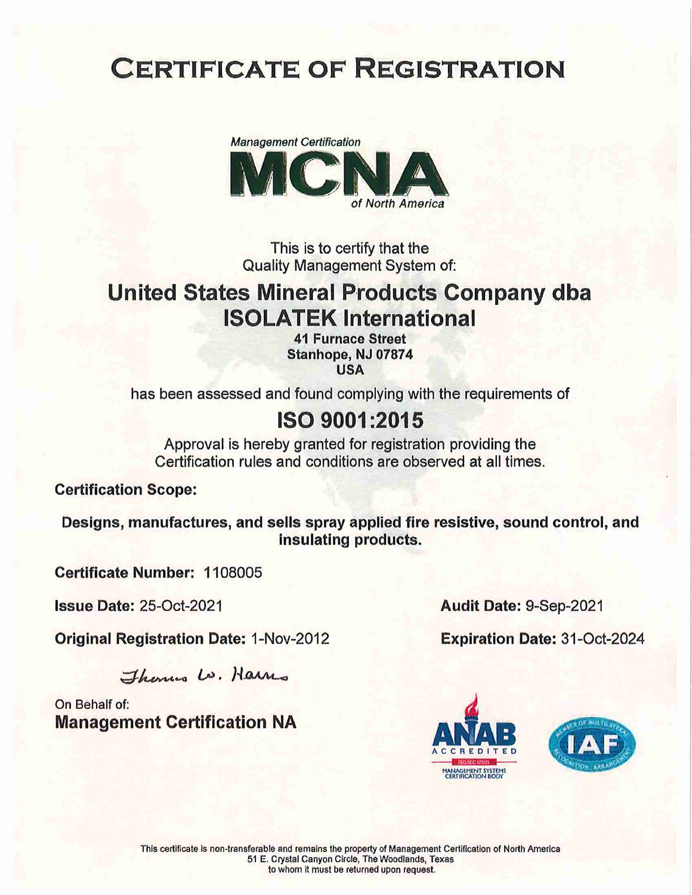# CERTIFICATE OF REGISTRATION

*Management Certification*
**MCNA**
*of North America*

This is to certify that the
Quality Management System of:

## United States Mineral Products Company dba ISOLATEK International

**41 Furnace Street**
**Stanhope, NJ 07874**
**USA**

has been assessed and found complying with the requirements of

## ISO 9001:2015

Approval is hereby granted for registration providing the
Certification rules and conditions are observed at all times.

**Certification Scope:**

**Designs, manufactures, and sells spray applied fire resistive, sound control, and insulating products.**

**Certificate Number:** 1108005

**Issue Date:** 25-Oct-2021

**Audit Date:** 9-Sep-2021

**Original Registration Date:** 1-Nov-2012

**Expiration Date:** 31-Oct-2024

Thomas W. Harris

On Behalf of:
**Management Certification NA**

ANAB ACCREDITED ISO/IEC 17021 MANAGEMENT SYSTEMS CERTIFICATION BODY

IAF MEMBER OF MULTILATERAL RECOGNITION ARRANGEMENT

This certificate is non-transferable and remains the property of Management Certification of North America
51 E. Crystal Canyon Circle, The Woodlands, Texas
to whom it must be returned upon request.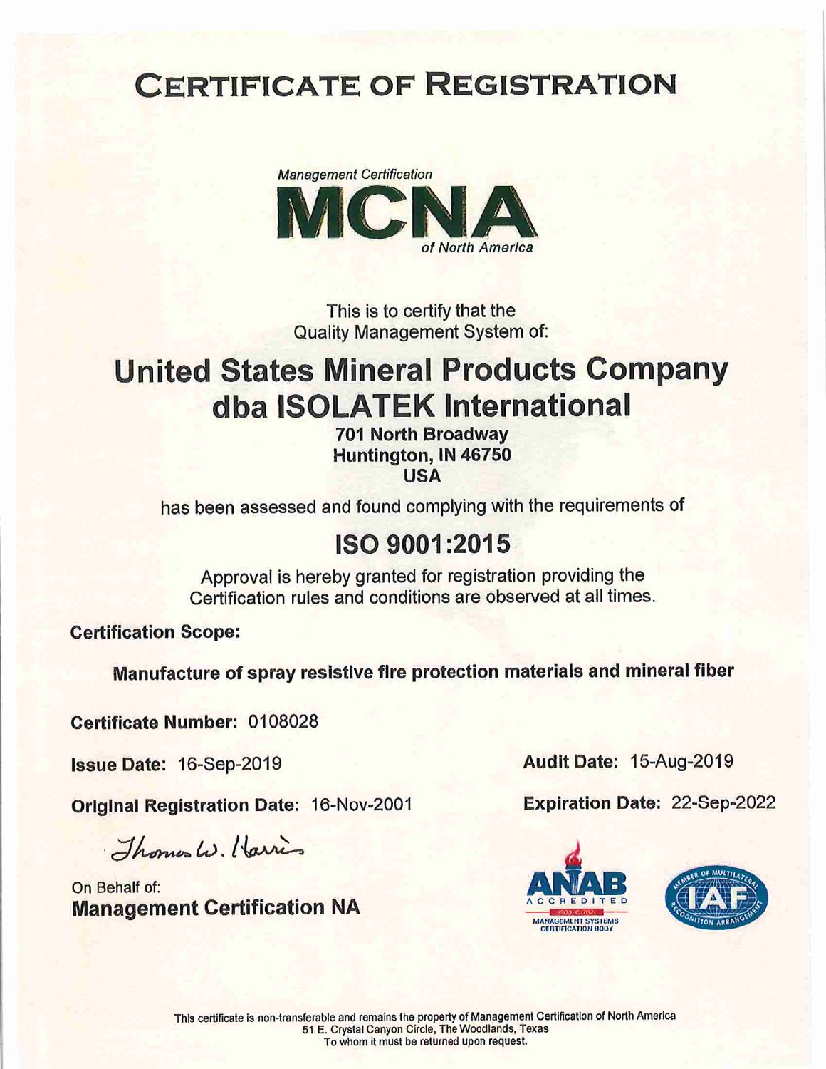# CERTIFICATE OF REGISTRATION

*Management Certification*
**MCNA**
*of North America*

This is to certify that the
Quality Management System of:

## United States Mineral Products Company dba ISOLATEK International

**701 North Broadway**
**Huntington, IN 46750**
**USA**

has been assessed and found complying with the requirements of

## ISO 9001:2015

Approval is hereby granted for registration providing the Certification rules and conditions are observed at all times.

**Certification Scope:**

**Manufacture of spray resistive fire protection materials and mineral fiber**

**Certificate Number:** 0108028

**Issue Date:** 16-Sep-2019

**Audit Date:** 15-Aug-2019

**Original Registration Date:** 16-Nov-2001

**Expiration Date:** 22-Sep-2022

Thomas W. Harris

On Behalf of:
**Management Certification NA**

ANAB ACCREDITED ISO/IEC 17021 MANAGEMENT SYSTEMS CERTIFICATION BODY

MEMBER OF MULTILATERAL RECOGNITION ARRANGEMENT IAF

This certificate is non-transferable and remains the property of Management Certification of North America
51 E. Crystal Canyon Circle, The Woodlands, Texas
To whom it must be returned upon request.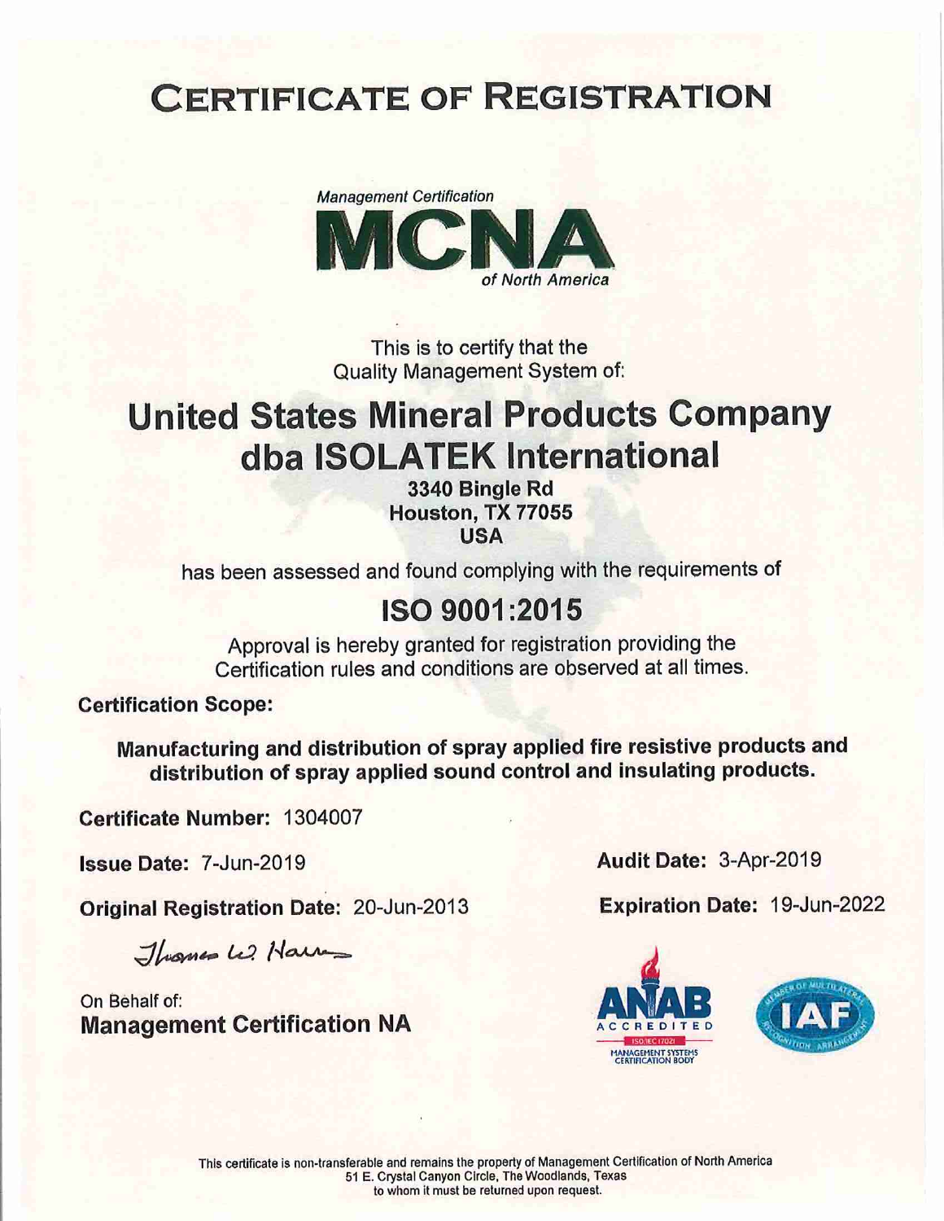# CERTIFICATE OF REGISTRATION

*Management Certification*

**MCNA**

*of North America*

This is to certify that the
Quality Management System of:

## United States Mineral Products Company dba ISOLATEK International

**3340 Bingle Rd**
**Houston, TX 77055**
**USA**

has been assessed and found complying with the requirements of

## ISO 9001:2015

Approval is hereby granted for registration providing the
Certification rules and conditions are observed at all times.

**Certification Scope:**

**Manufacturing and distribution of spray applied fire resistive products and distribution of spray applied sound control and insulating products.**

**Certificate Number:** 1304007

**Issue Date:** 7-Jun-2019

**Audit Date:** 3-Apr-2019

**Original Registration Date:** 20-Jun-2013

**Expiration Date:** 19-Jun-2022

Thomas W. Harris

On Behalf of:
**Management Certification NA**

ANAB ACCREDITED ISO/IEC 17021 MANAGEMENT SYSTEMS CERTIFICATION BODY

IAF MEMBER OF MULTILATERAL RECOGNITION ARRANGEMENT

This certificate is non-transferable and remains the property of Management Certification of North America
51 E. Crystal Canyon Circle, The Woodlands, Texas
to whom it must be returned upon request.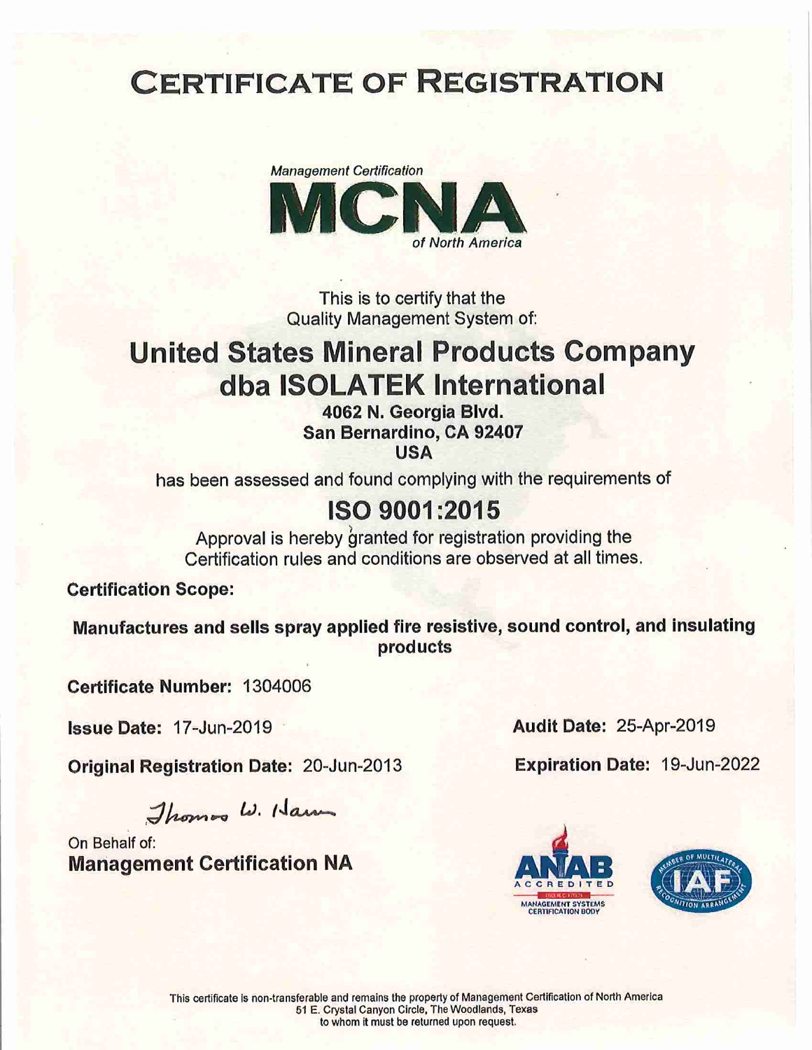# CERTIFICATE OF REGISTRATION

*Management Certification*

**MCNA**

*of North America*

This is to certify that the
Quality Management System of:

## United States Mineral Products Company dba ISOLATEK International

**4062 N. Georgia Blvd.**
**San Bernardino, CA 92407**
**USA**

has been assessed and found complying with the requirements of

## ISO 9001:2015

Approval is hereby granted for registration providing the
Certification rules and conditions are observed at all times.

**Certification Scope:**

**Manufactures and sells spray applied fire resistive, sound control, and insulating products**

**Certificate Number:** 1304006

**Issue Date:** 17-Jun-2019

**Audit Date:** 25-Apr-2019

**Original Registration Date:** 20-Jun-2013

**Expiration Date:** 19-Jun-2022

Thomas W. Hann

On Behalf of:
**Management Certification NA**

ANAB ACCREDITED ISO/IEC 17021 MANAGEMENT SYSTEMS CERTIFICATION BODY

MEMBER OF MULTILATERAL RECOGNITION ARRANGEMENT IAF

This certificate is non-transferable and remains the property of Management Certification of North America
51 E. Crystal Canyon Circle, The Woodlands, Texas
to whom it must be returned upon request.